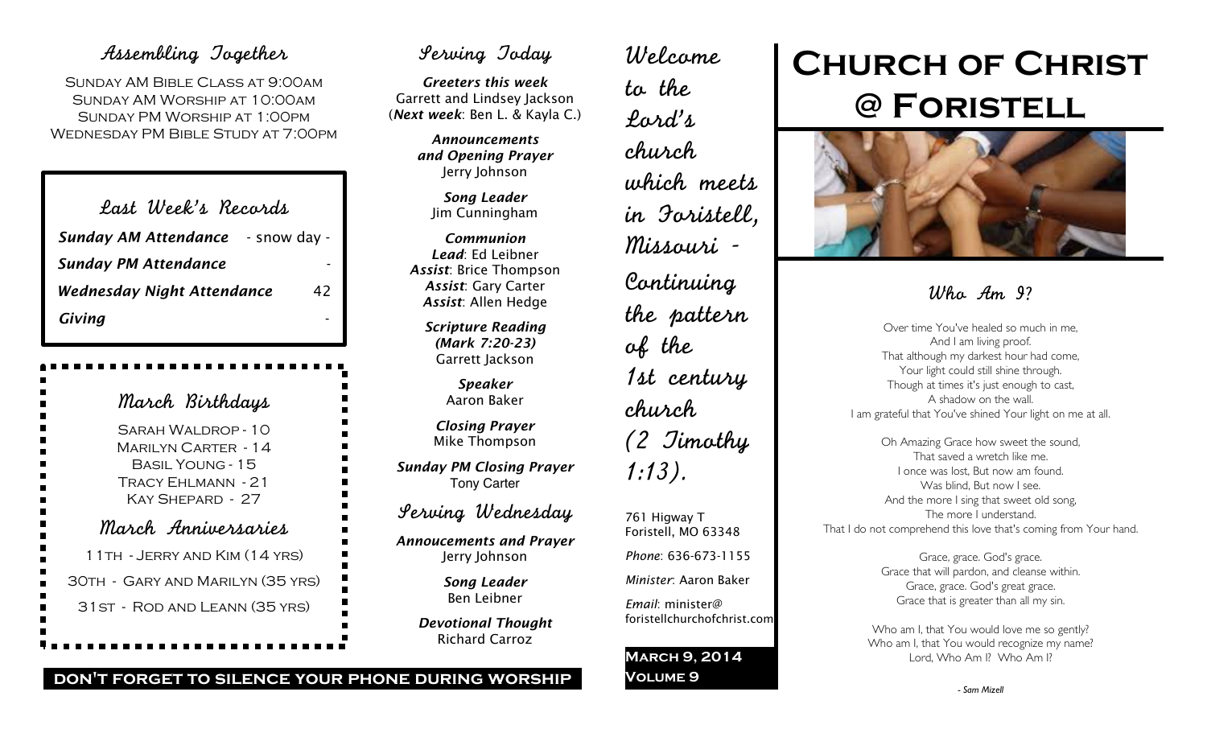# Church of Christ @ Foristell

## Assembling Together

SUNDAY AM BIBLE CLASS AT 9:00AM
SUNDAY AM WORSHIP AT 10:00AM
SUNDAY PM WORSHIP AT 1:00PM
WEDNESDAY PM BIBLE STUDY AT 7:00PM

## Last Week's Records

| | |
|---|---|
| ***Sunday AM Attendance*** | - snow day - |
| ***Sunday PM Attendance*** | - |
| ***Wednesday Night Attendance*** | 42 |
| ***Giving*** | - |

## March Birthdays

SARAH WALDROP - 10
MARILYN CARTER - 14
BASIL YOUNG - 15
TRACY EHLMANN - 21
KAY SHEPARD - 27

## March Anniversaries

11TH - JERRY AND KIM (14 YRS)

30TH - GARY AND MARILYN (35 YRS)

31ST - ROD AND LEANN (35 YRS)

**DON'T FORGET TO SILENCE YOUR PHONE DURING WORSHIP**

## Serving Today

***Greeters this week***
Garrett and Lindsey Jackson
(***Next week***: Ben L. & Kayla C.)

***Announcements and Opening Prayer***
Jerry Johnson

***Song Leader***
Jim Cunningham

***Communion***
***Lead***: Ed Leibner
***Assist***: Brice Thompson
***Assist***: Gary Carter
***Assist***: Allen Hedge

***Scripture Reading***
***(Mark 7:20-23)***
Garrett Jackson

***Speaker***
Aaron Baker

***Closing Prayer***
Mike Thompson

***Sunday PM Closing Prayer***
Tony Carter

## Serving Wednesday

***Annoucements and Prayer***
Jerry Johnson

***Song Leader***
Ben Leibner

***Devotional Thought***
Richard Carroz

Welcome to the Lord's church which meets in Foristell, Missouri - Continuing the pattern of the 1st century church (2 Timothy 1:13).

761 Higway T
Foristell, MO 63348

*Phone*: 636-673-1155

*Minister*: Aaron Baker

*Email*: minister@foristellchurchofchrist.com

**MARCH 9, 2014**
**VOLUME 9**

## Who Am I?

Over time You've healed so much in me,
And I am living proof.
That although my darkest hour had come,
Your light could still shine through.
Though at times it's just enough to cast,
A shadow on the wall.
I am grateful that You've shined Your light on me at all.

Oh Amazing Grace how sweet the sound,
That saved a wretch like me.
I once was lost, But now am found.
Was blind, But now I see.
And the more I sing that sweet old song,
The more I understand.
That I do not comprehend this love that's coming from Your hand.

Grace, grace. God's grace.
Grace that will pardon, and cleanse within.
Grace, grace. God's great grace.
Grace that is greater than all my sin.

Who am I, that You would love me so gently?
Who am I, that You would recognize my name?
Lord, Who Am I? Who Am I?

*- Sam Mizell*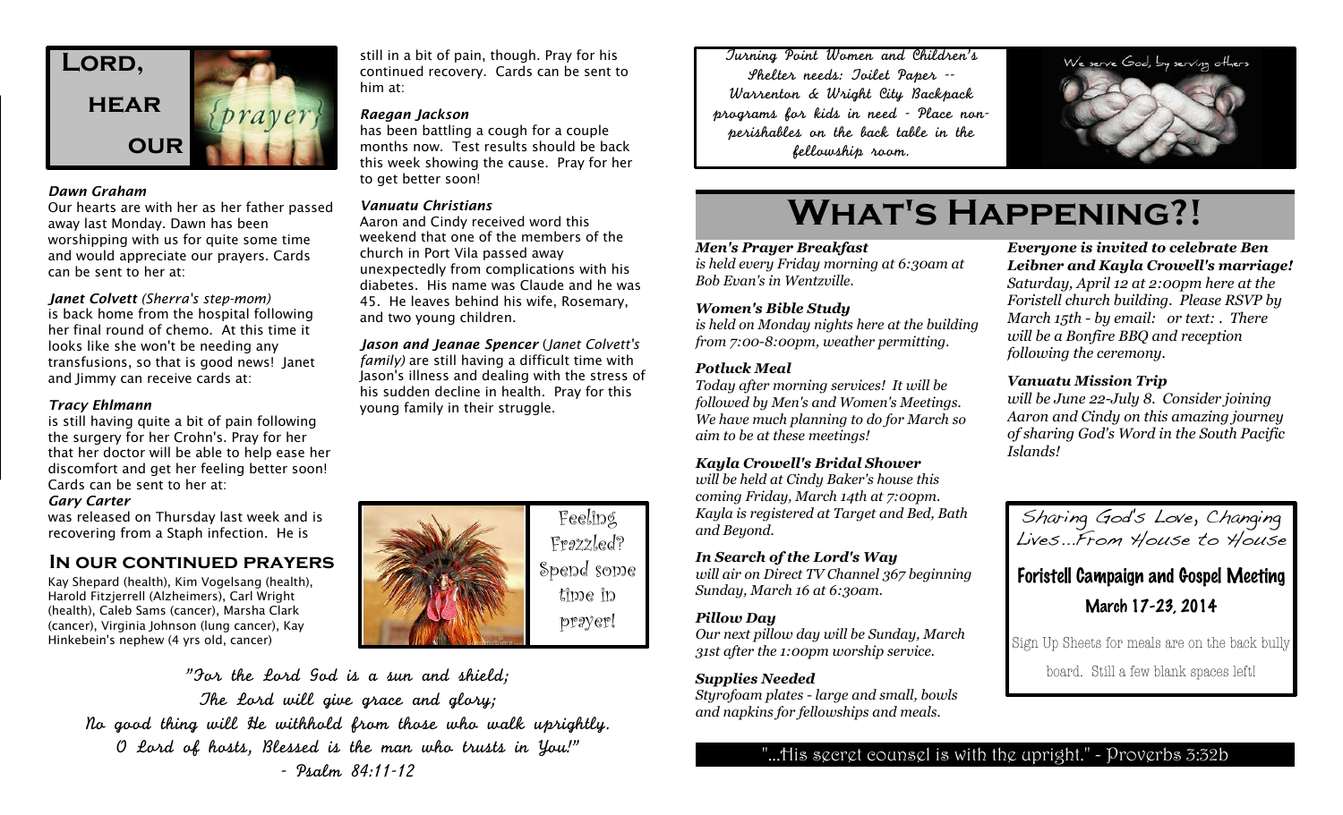# Lord, hear our {prayer}

***Dawn Graham***
Our hearts are with her as her father passed away last Monday. Dawn has been worshipping with us for quite some time and would appreciate our prayers. Cards can be sent to her at:

***Janet Colvett*** *(Sherra's step-mom)*
is back home from the hospital following her final round of chemo. At this time it looks like she won't be needing any transfusions, so that is good news! Janet and Jimmy can receive cards at:

***Tracy Ehlmann***
is still having quite a bit of pain following the surgery for her Crohn's. Pray for her that her doctor will be able to help ease her discomfort and get her feeling better soon! Cards can be sent to her at:

***Gary Carter***
was released on Thursday last week and is recovering from a Staph infection. He is still in a bit of pain, though. Pray for his continued recovery. Cards can be sent to him at:

***Raegan Jackson***
has been battling a cough for a couple months now. Test results should be back this week showing the cause. Pray for her to get better soon!

***Vanuatu Christians***
Aaron and Cindy received word this weekend that one of the members of the church in Port Vila passed away unexpectedly from complications with his diabetes. His name was Claude and he was 45. He leaves behind his wife, Rosemary, and two young children.

***Jason and Jeanae Spencer*** (*Janet Colvett's family)* are still having a difficult time with Jason's illness and dealing with the stress of his sudden decline in health. Pray for this young family in their struggle.

## In our continued prayers

Kay Shepard (health), Kim Vogelsang (health), Harold Fitzjerrell (Alzheimers), Carl Wright (health), Caleb Sams (cancer), Marsha Clark (cancer), Virginia Johnson (lung cancer), Kay Hinkebein's nephew (4 yrs old, cancer)

Feeling Frazzled? Spend some time in prayer!

"For the Lord God is a sun and shield;
The Lord will give grace and glory;
No good thing will He withhold from those who walk uprightly.
O Lord of hosts, Blessed is the man who trusts in You!"
- Psalm 84:11-12

Turning Point Women and Children's Shelter needs: Toilet Paper -- Warrenton & Wright City Backpack programs for kids in need - Place non-perishables on the back table in the fellowship room.

We serve God, by serving others

# What's Happening?!

***Men's Prayer Breakfast***
*is held every Friday morning at 6:30am at Bob Evan's in Wentzville.*

***Women's Bible Study***
*is held on Monday nights here at the building from 7:00-8:00pm, weather permitting.*

***Potluck Meal***
*Today after morning services! It will be followed by Men's and Women's Meetings. We have much planning to do for March so aim to be at these meetings!*

***Kayla Crowell's Bridal Shower***
*will be held at Cindy Baker's house this coming Friday, March 14th at 7:00pm. Kayla is registered at Target and Bed, Bath and Beyond.*

***In Search of the Lord's Way***
*will air on Direct TV Channel 367 beginning Sunday, March 16 at 6:30am.*

***Pillow Day***
*Our next pillow day will be Sunday, March 31st after the 1:00pm worship service.*

***Supplies Needed***
*Styrofoam plates - large and small, bowls and napkins for fellowships and meals.*

***Everyone is invited to celebrate Ben Leibner and Kayla Crowell's marriage!*** *Saturday, April 12 at 2:00pm here at the Foristell church building. Please RSVP by March 15th - by email: or text: . There will be a Bonfire BBQ and reception following the ceremony.*

***Vanuatu Mission Trip***
*will be June 22-July 8. Consider joining Aaron and Cindy on this amazing journey of sharing God's Word in the South Pacific Islands!*

Sharing God's Love, Changing Lives...From House to House

**Foristell Campaign and Gospel Meeting**
**March 17-23, 2014**

Sign Up Sheets for meals are on the back bully board. Still a few blank spaces left!

"...His secret counsel is with the upright." - Proverbs 3:32b